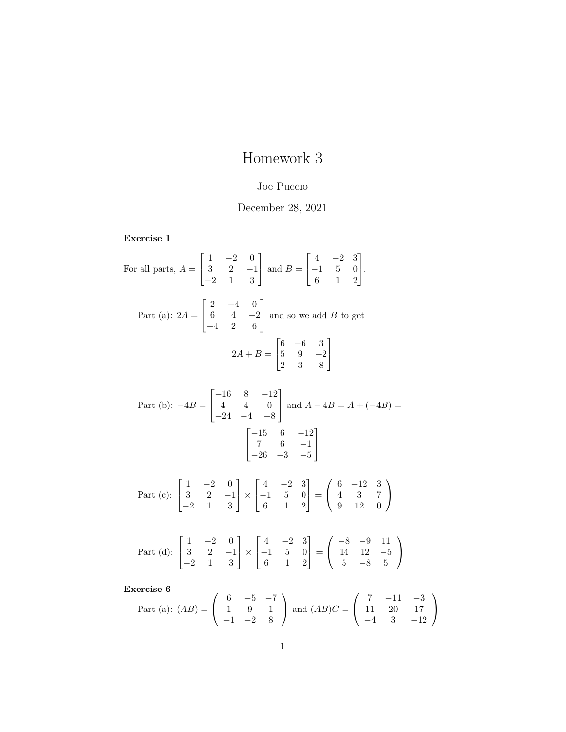# Homework 3

Joe Puccio

December 28, 2021

**Exercise 1**

For all parts, $A = \begin{bmatrix} 1 & -2 & 0 \\ 3 & 2 & -1 \\ -2 & 1 & 3 \end{bmatrix}$ and $B = \begin{bmatrix} 4 & -2 & 3 \\ -1 & 5 & 0 \\ 6 & 1 & 2 \end{bmatrix}$.

Part (a): $2A = \begin{bmatrix} 2 & -4 & 0 \\ 6 & 4 & -2 \\ -4 & 2 & 6 \end{bmatrix}$ and so we add $B$ to get

$$2A + B = \begin{bmatrix} 6 & -6 & 3 \\ 5 & 9 & -2 \\ 2 & 3 & 8 \end{bmatrix}$$

Part (b): $-4B = \begin{bmatrix} -16 & 8 & -12 \\ 4 & 4 & 0 \\ -24 & -4 & -8 \end{bmatrix}$ and $A - 4B = A + (-4B) =$

$$\begin{bmatrix} -15 & 6 & -12 \\ 7 & 6 & -1 \\ -26 & -3 & -5 \end{bmatrix}$$

Part (c): $\begin{bmatrix} 1 & -2 & 0 \\ 3 & 2 & -1 \\ -2 & 1 & 3 \end{bmatrix} \times \begin{bmatrix} 4 & -2 & 3 \\ -1 & 5 & 0 \\ 6 & 1 & 2 \end{bmatrix} = \begin{pmatrix} 6 & -12 & 3 \\ 4 & 3 & 7 \\ 9 & 12 & 0 \end{pmatrix}$

Part (d): $\begin{bmatrix} 1 & -2 & 0 \\ 3 & 2 & -1 \\ -2 & 1 & 3 \end{bmatrix} \times \begin{bmatrix} 4 & -2 & 3 \\ -1 & 5 & 0 \\ 6 & 1 & 2 \end{bmatrix} = \begin{pmatrix} -8 & -9 & 11 \\ 14 & 12 & -5 \\ 5 & -8 & 5 \end{pmatrix}$

**Exercise 6**

Part (a): $(AB) = \begin{pmatrix} 6 & -5 & -7 \\ 1 & 9 & 1 \\ -1 & -2 & 8 \end{pmatrix}$ and $(AB)C = \begin{pmatrix} 7 & -11 & -3 \\ 11 & 20 & 17 \\ -4 & 3 & -12 \end{pmatrix}$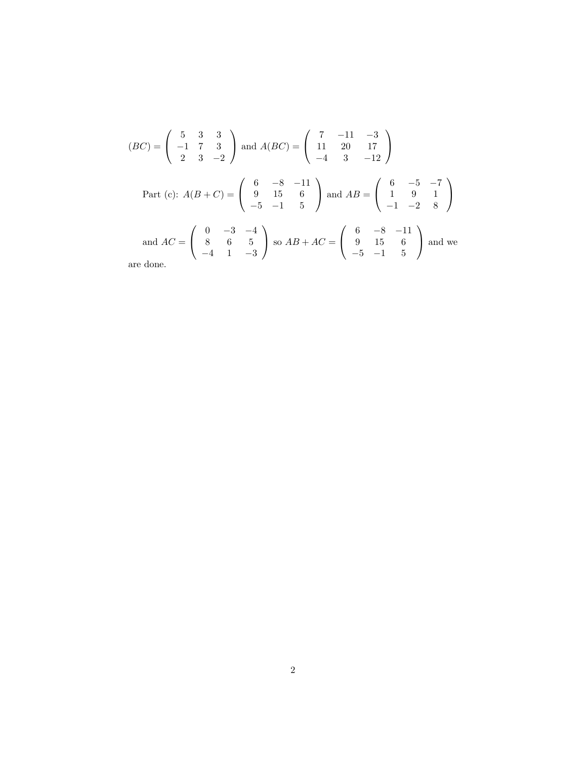$(BC) = \begin{pmatrix} 5 & 3 & 3 \\ -1 & 7 & 3 \\ 2 & 3 & -2 \end{pmatrix}$ and $A(BC) = \begin{pmatrix} 7 & -11 & -3 \\ 11 & 20 & 17 \\ -4 & 3 & -12 \end{pmatrix}$

Part (c): $A(B+C) = \begin{pmatrix} 6 & -8 & -11 \\ 9 & 15 & 6 \\ -5 & -1 & 5 \end{pmatrix}$ and $AB = \begin{pmatrix} 6 & -5 & -7 \\ 1 & 9 & 1 \\ -1 & -2 & 8 \end{pmatrix}$

and $AC = \begin{pmatrix} 0 & -3 & -4 \\ 8 & 6 & 5 \\ -4 & 1 & -3 \end{pmatrix}$ so $AB + AC = \begin{pmatrix} 6 & -8 & -11 \\ 9 & 15 & 6 \\ -5 & -1 & 5 \end{pmatrix}$ and we are done.